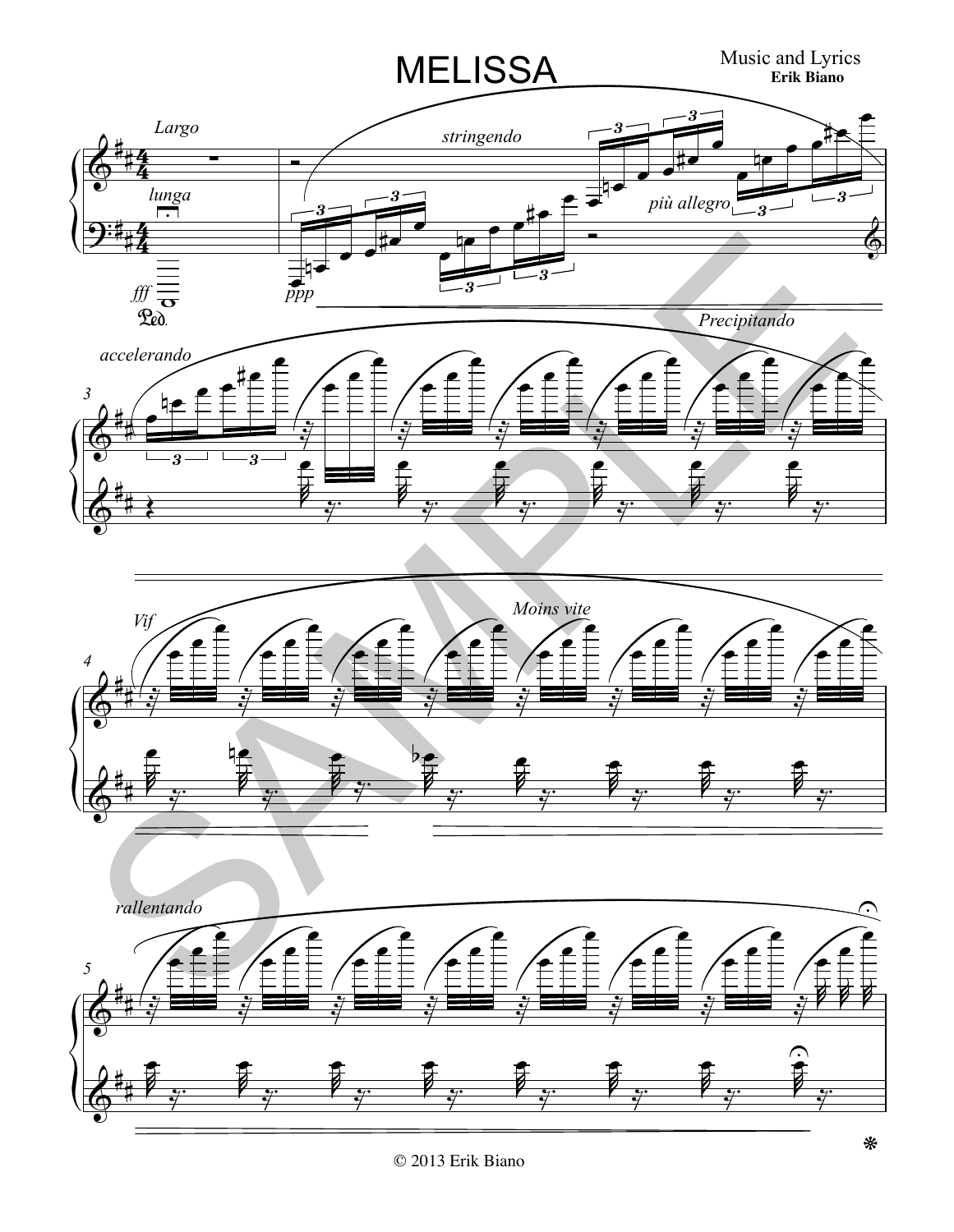# MELISSA

Music and Lyrics
**Erik Biano**

© 2013 Erik Biano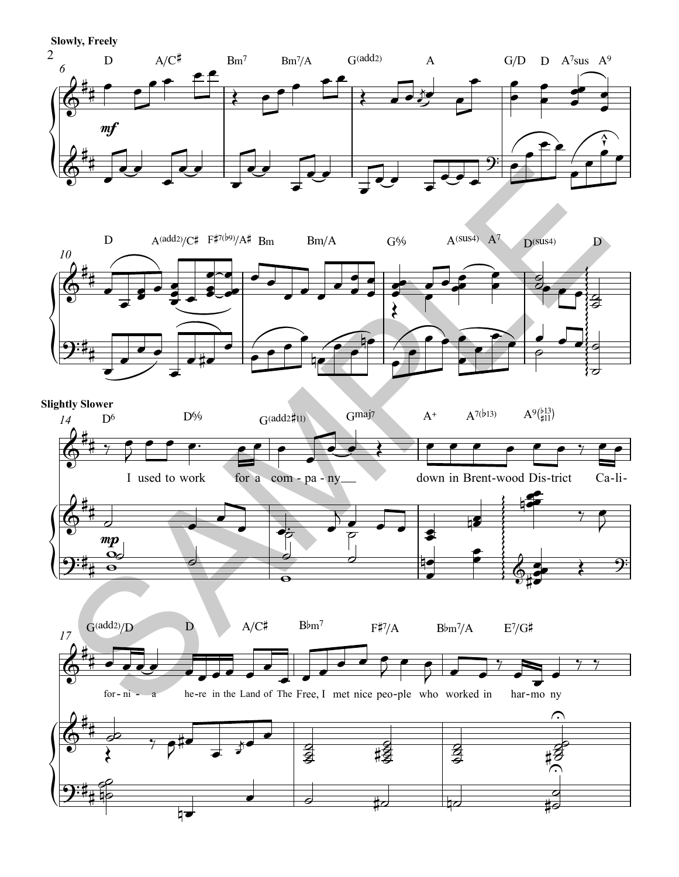**Slowly, Freely**

**Slightly Slower**

I used to work for a com - pa - ny down in Brent-wood Dis-trict Ca-li-for-ni - a he-re in the Land of The Free, I met nice peo-ple who worked in har-mo ny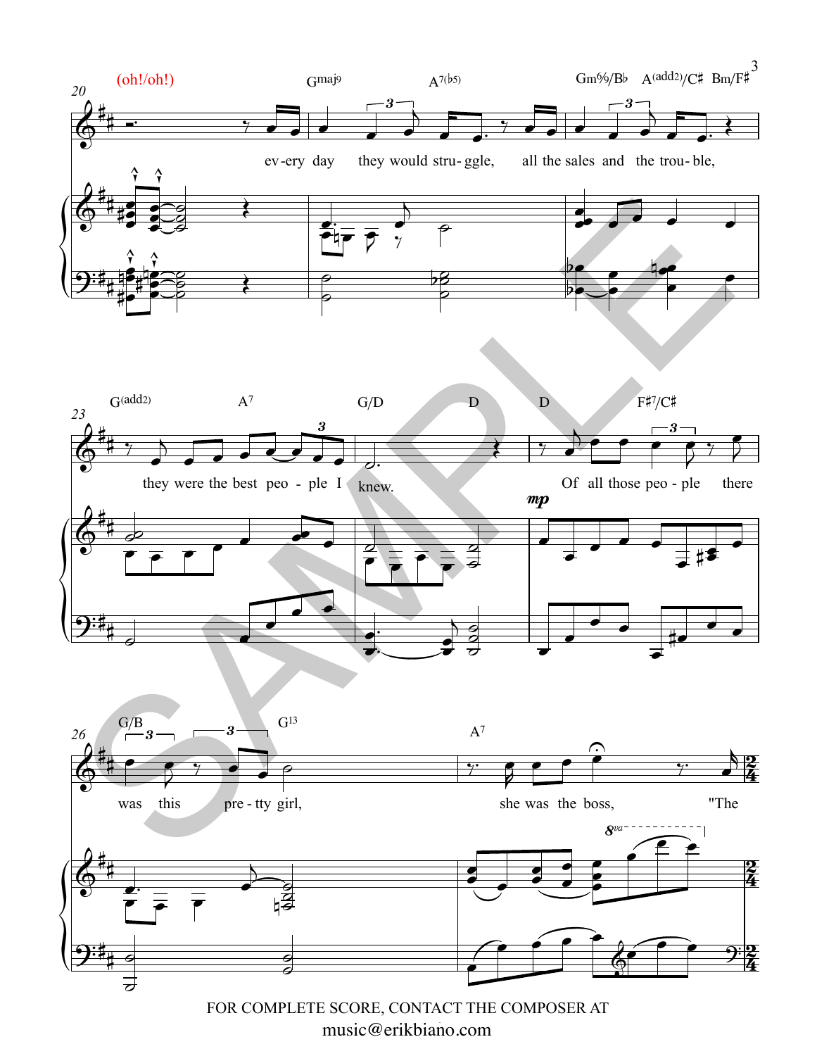FOR COMPLETE SCORE, CONTACT THE COMPOSER AT
music@erikbiano.com